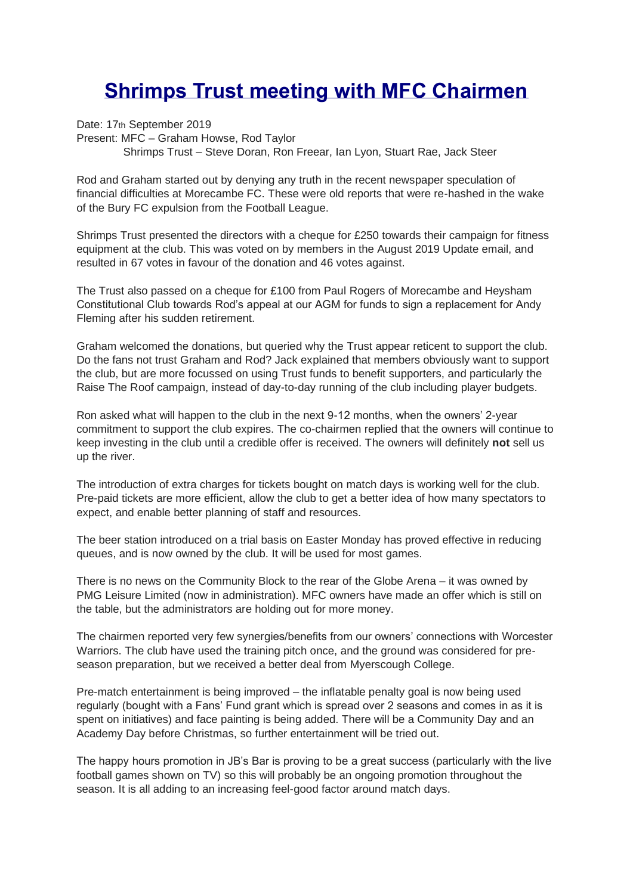# Shrimps Trust meeting with MFC Chairmen

Date: 17th September 2019
Present: MFC – Graham Howse, Rod Taylor
Shrimps Trust – Steve Doran, Ron Freear, Ian Lyon, Stuart Rae, Jack Steer

Rod and Graham started out by denying any truth in the recent newspaper speculation of financial difficulties at Morecambe FC. These were old reports that were re-hashed in the wake of the Bury FC expulsion from the Football League.

Shrimps Trust presented the directors with a cheque for £250 towards their campaign for fitness equipment at the club. This was voted on by members in the August 2019 Update email, and resulted in 67 votes in favour of the donation and 46 votes against.

The Trust also passed on a cheque for £100 from Paul Rogers of Morecambe and Heysham Constitutional Club towards Rod's appeal at our AGM for funds to sign a replacement for Andy Fleming after his sudden retirement.

Graham welcomed the donations, but queried why the Trust appear reticent to support the club. Do the fans not trust Graham and Rod? Jack explained that members obviously want to support the club, but are more focussed on using Trust funds to benefit supporters, and particularly the Raise The Roof campaign, instead of day-to-day running of the club including player budgets.

Ron asked what will happen to the club in the next 9-12 months, when the owners' 2-year commitment to support the club expires. The co-chairmen replied that the owners will continue to keep investing in the club until a credible offer is received. The owners will definitely **not** sell us up the river.

The introduction of extra charges for tickets bought on match days is working well for the club. Pre-paid tickets are more efficient, allow the club to get a better idea of how many spectators to expect, and enable better planning of staff and resources.

The beer station introduced on a trial basis on Easter Monday has proved effective in reducing queues, and is now owned by the club. It will be used for most games.

There is no news on the Community Block to the rear of the Globe Arena – it was owned by PMG Leisure Limited (now in administration). MFC owners have made an offer which is still on the table, but the administrators are holding out for more money.

The chairmen reported very few synergies/benefits from our owners' connections with Worcester Warriors. The club have used the training pitch once, and the ground was considered for pre-season preparation, but we received a better deal from Myerscough College.

Pre-match entertainment is being improved – the inflatable penalty goal is now being used regularly (bought with a Fans' Fund grant which is spread over 2 seasons and comes in as it is spent on initiatives) and face painting is being added. There will be a Community Day and an Academy Day before Christmas, so further entertainment will be tried out.

The happy hours promotion in JB's Bar is proving to be a great success (particularly with the live football games shown on TV) so this will probably be an ongoing promotion throughout the season. It is all adding to an increasing feel-good factor around match days.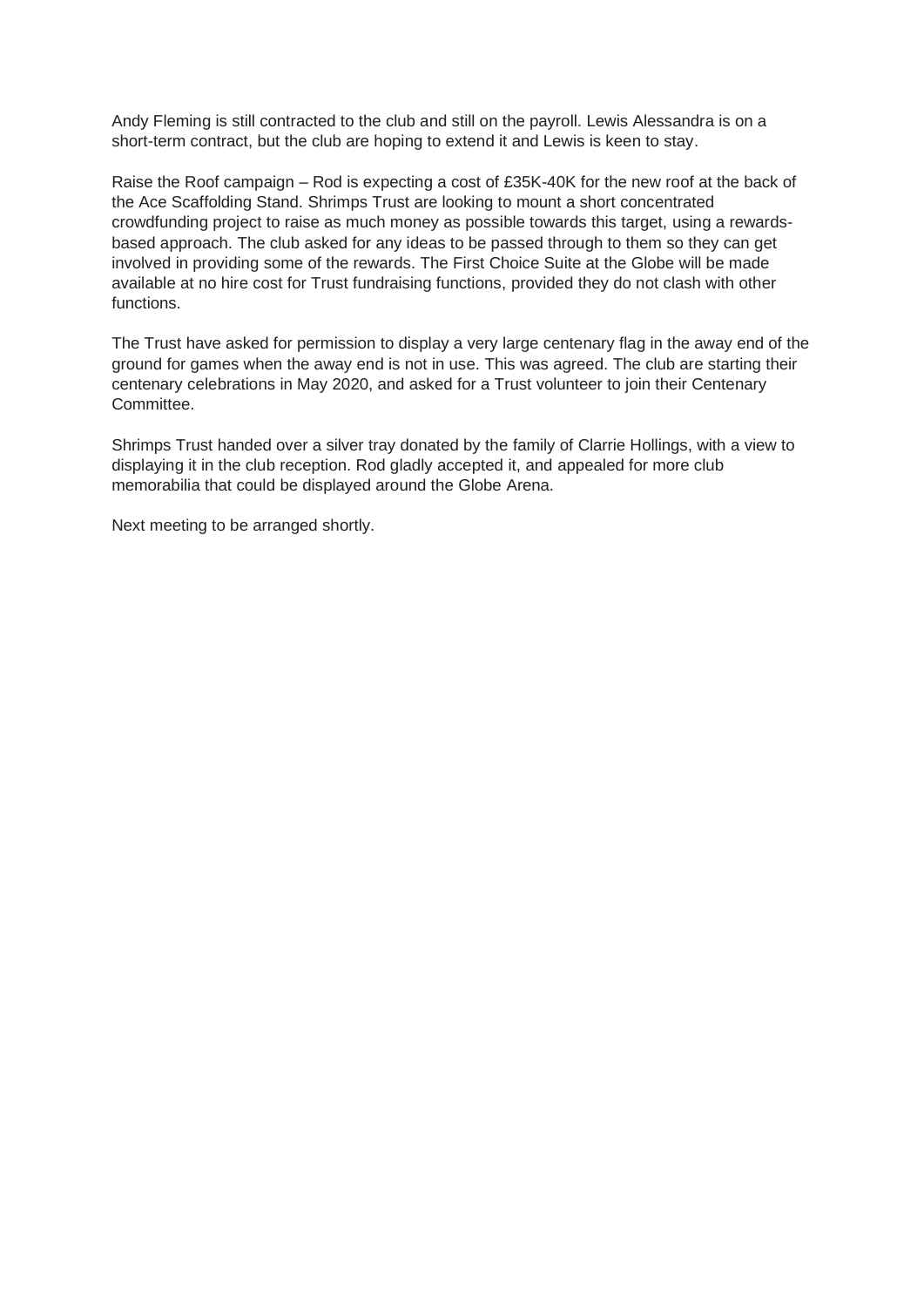Andy Fleming is still contracted to the club and still on the payroll. Lewis Alessandra is on a short-term contract, but the club are hoping to extend it and Lewis is keen to stay.

Raise the Roof campaign – Rod is expecting a cost of £35K-40K for the new roof at the back of the Ace Scaffolding Stand. Shrimps Trust are looking to mount a short concentrated crowdfunding project to raise as much money as possible towards this target, using a rewards-based approach. The club asked for any ideas to be passed through to them so they can get involved in providing some of the rewards. The First Choice Suite at the Globe will be made available at no hire cost for Trust fundraising functions, provided they do not clash with other functions.

The Trust have asked for permission to display a very large centenary flag in the away end of the ground for games when the away end is not in use. This was agreed. The club are starting their centenary celebrations in May 2020, and asked for a Trust volunteer to join their Centenary Committee.

Shrimps Trust handed over a silver tray donated by the family of Clarrie Hollings, with a view to displaying it in the club reception. Rod gladly accepted it, and appealed for more club memorabilia that could be displayed around the Globe Arena.

Next meeting to be arranged shortly.